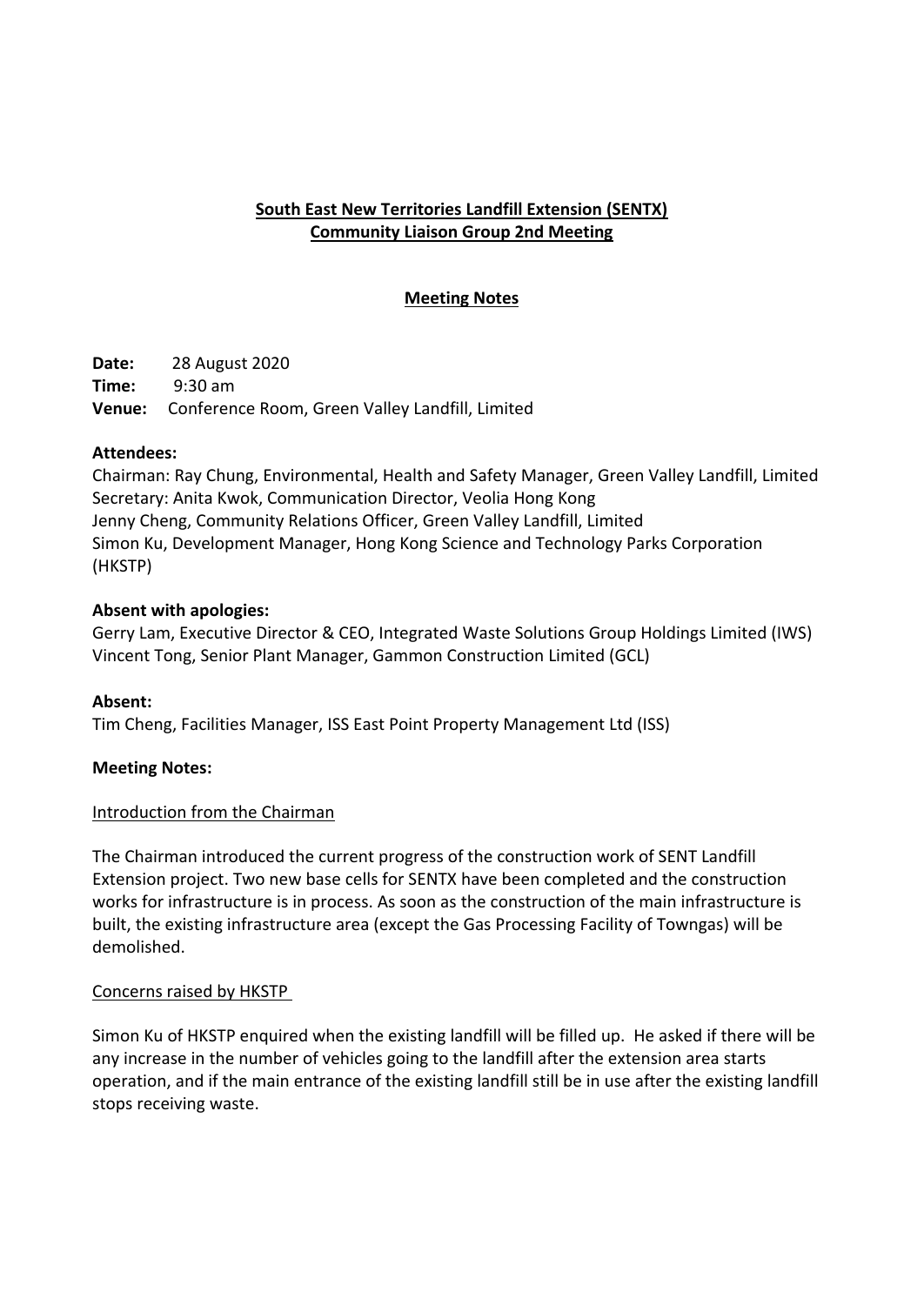**South East New Territories Landfill Extension (SENTX)**
**Community Liaison Group 2nd Meeting**

**Meeting Notes**

**Date:** 28 August 2020
**Time:** 9:30 am
**Venue:** Conference Room, Green Valley Landfill, Limited

**Attendees:**
Chairman: Ray Chung, Environmental, Health and Safety Manager, Green Valley Landfill, Limited
Secretary: Anita Kwok, Communication Director, Veolia Hong Kong
Jenny Cheng, Community Relations Officer, Green Valley Landfill, Limited
Simon Ku, Development Manager, Hong Kong Science and Technology Parks Corporation (HKSTP)

**Absent with apologies:**
Gerry Lam, Executive Director & CEO, Integrated Waste Solutions Group Holdings Limited (IWS)
Vincent Tong, Senior Plant Manager, Gammon Construction Limited (GCL)

**Absent:**
Tim Cheng, Facilities Manager, ISS East Point Property Management Ltd (ISS)

**Meeting Notes:**

Introduction from the Chairman

The Chairman introduced the current progress of the construction work of SENT Landfill Extension project. Two new base cells for SENTX have been completed and the construction works for infrastructure is in process. As soon as the construction of the main infrastructure is built, the existing infrastructure area (except the Gas Processing Facility of Towngas) will be demolished.

Concerns raised by HKSTP

Simon Ku of HKSTP enquired when the existing landfill will be filled up. He asked if there will be any increase in the number of vehicles going to the landfill after the extension area starts operation, and if the main entrance of the existing landfill still be in use after the existing landfill stops receiving waste.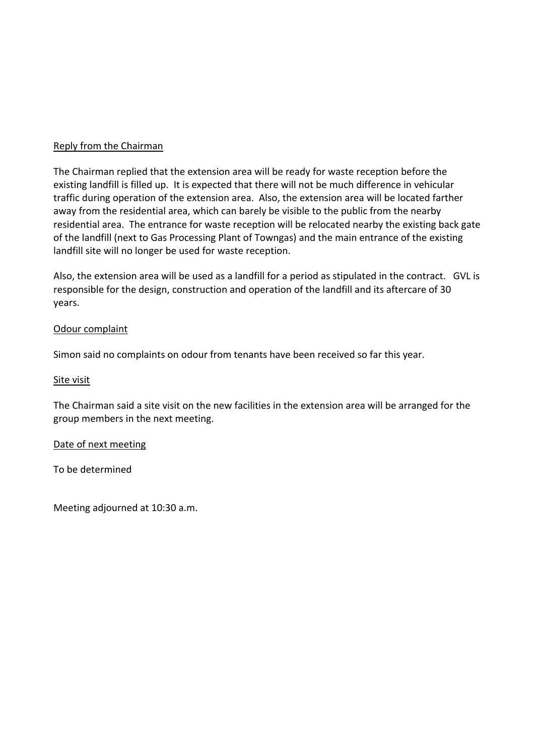<u>Reply from the Chairman</u>

The Chairman replied that the extension area will be ready for waste reception before the existing landfill is filled up. It is expected that there will not be much difference in vehicular traffic during operation of the extension area. Also, the extension area will be located farther away from the residential area, which can barely be visible to the public from the nearby residential area. The entrance for waste reception will be relocated nearby the existing back gate of the landfill (next to Gas Processing Plant of Towngas) and the main entrance of the existing landfill site will no longer be used for waste reception.

Also, the extension area will be used as a landfill for a period as stipulated in the contract. GVL is responsible for the design, construction and operation of the landfill and its aftercare of 30 years.

<u>Odour complaint</u>

Simon said no complaints on odour from tenants have been received so far this year.

<u>Site visit</u>

The Chairman said a site visit on the new facilities in the extension area will be arranged for the group members in the next meeting.

<u>Date of next meeting</u>

To be determined

Meeting adjourned at 10:30 a.m.